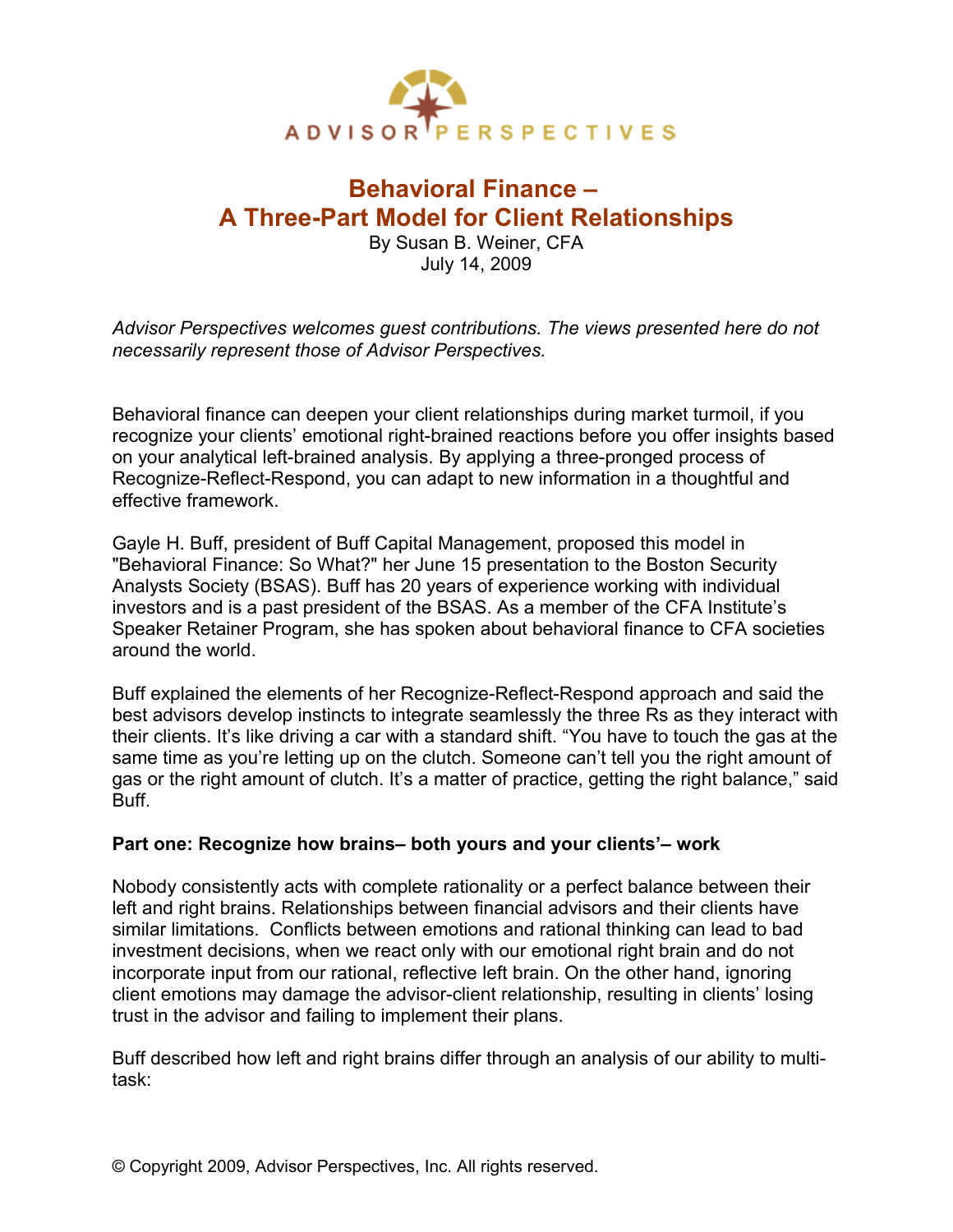ADVISOR PERSPECTIVES

# Behavioral Finance – A Three-Part Model for Client Relationships

By Susan B. Weiner, CFA
July 14, 2009

*Advisor Perspectives welcomes guest contributions. The views presented here do not necessarily represent those of Advisor Perspectives.*

Behavioral finance can deepen your client relationships during market turmoil, if you recognize your clients' emotional right-brained reactions before you offer insights based on your analytical left-brained analysis. By applying a three-pronged process of Recognize-Reflect-Respond, you can adapt to new information in a thoughtful and effective framework.

Gayle H. Buff, president of Buff Capital Management, proposed this model in "Behavioral Finance: So What?" her June 15 presentation to the Boston Security Analysts Society (BSAS). Buff has 20 years of experience working with individual investors and is a past president of the BSAS. As a member of the CFA Institute's Speaker Retainer Program, she has spoken about behavioral finance to CFA societies around the world.

Buff explained the elements of her Recognize-Reflect-Respond approach and said the best advisors develop instincts to integrate seamlessly the three Rs as they interact with their clients. It's like driving a car with a standard shift. "You have to touch the gas at the same time as you're letting up on the clutch. Someone can't tell you the right amount of gas or the right amount of clutch. It's a matter of practice, getting the right balance," said Buff.

**Part one: Recognize how brains– both yours and your clients'– work**

Nobody consistently acts with complete rationality or a perfect balance between their left and right brains. Relationships between financial advisors and their clients have similar limitations. Conflicts between emotions and rational thinking can lead to bad investment decisions, when we react only with our emotional right brain and do not incorporate input from our rational, reflective left brain. On the other hand, ignoring client emotions may damage the advisor-client relationship, resulting in clients' losing trust in the advisor and failing to implement their plans.

Buff described how left and right brains differ through an analysis of our ability to multi-task: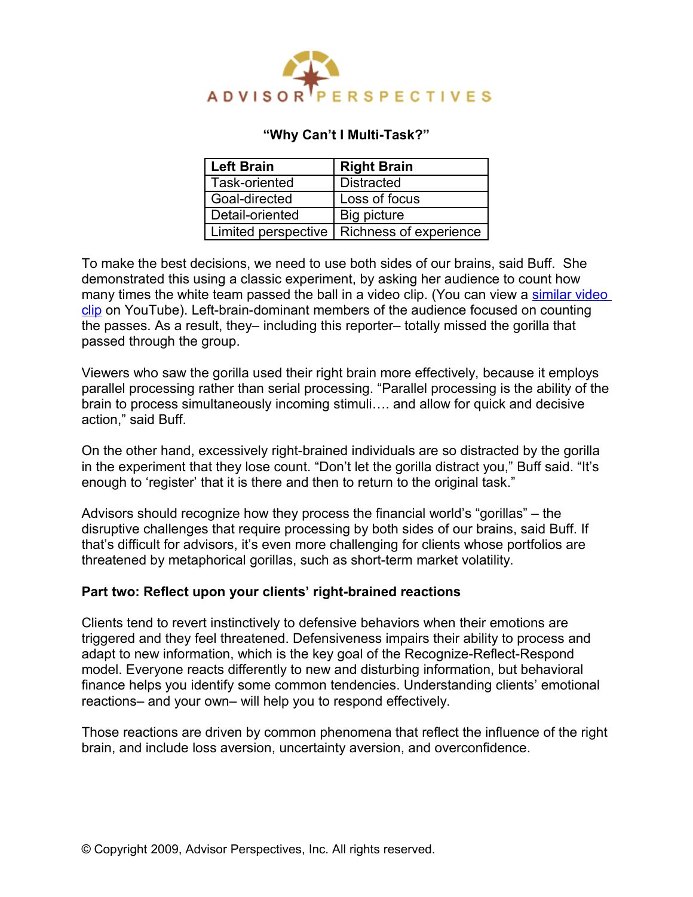**"Why Can't I Multi-Task?"**

| Left Brain | Right Brain |
| --- | --- |
| Task-oriented | Distracted |
| Goal-directed | Loss of focus |
| Detail-oriented | Big picture |
| Limited perspective | Richness of experience |

To make the best decisions, we need to use both sides of our brains, said Buff. She demonstrated this using a classic experiment, by asking her audience to count how many times the white team passed the ball in a video clip. (You can view a similar video clip on YouTube). Left-brain-dominant members of the audience focused on counting the passes. As a result, they– including this reporter– totally missed the gorilla that passed through the group.

Viewers who saw the gorilla used their right brain more effectively, because it employs parallel processing rather than serial processing. "Parallel processing is the ability of the brain to process simultaneously incoming stimuli…. and allow for quick and decisive action," said Buff.

On the other hand, excessively right-brained individuals are so distracted by the gorilla in the experiment that they lose count. "Don't let the gorilla distract you," Buff said. "It's enough to 'register' that it is there and then to return to the original task."

Advisors should recognize how they process the financial world's "gorillas" – the disruptive challenges that require processing by both sides of our brains, said Buff. If that's difficult for advisors, it's even more challenging for clients whose portfolios are threatened by metaphorical gorillas, such as short-term market volatility.

**Part two: Reflect upon your clients' right-brained reactions**

Clients tend to revert instinctively to defensive behaviors when their emotions are triggered and they feel threatened. Defensiveness impairs their ability to process and adapt to new information, which is the key goal of the Recognize-Reflect-Respond model. Everyone reacts differently to new and disturbing information, but behavioral finance helps you identify some common tendencies. Understanding clients' emotional reactions– and your own– will help you to respond effectively.

Those reactions are driven by common phenomena that reflect the influence of the right brain, and include loss aversion, uncertainty aversion, and overconfidence.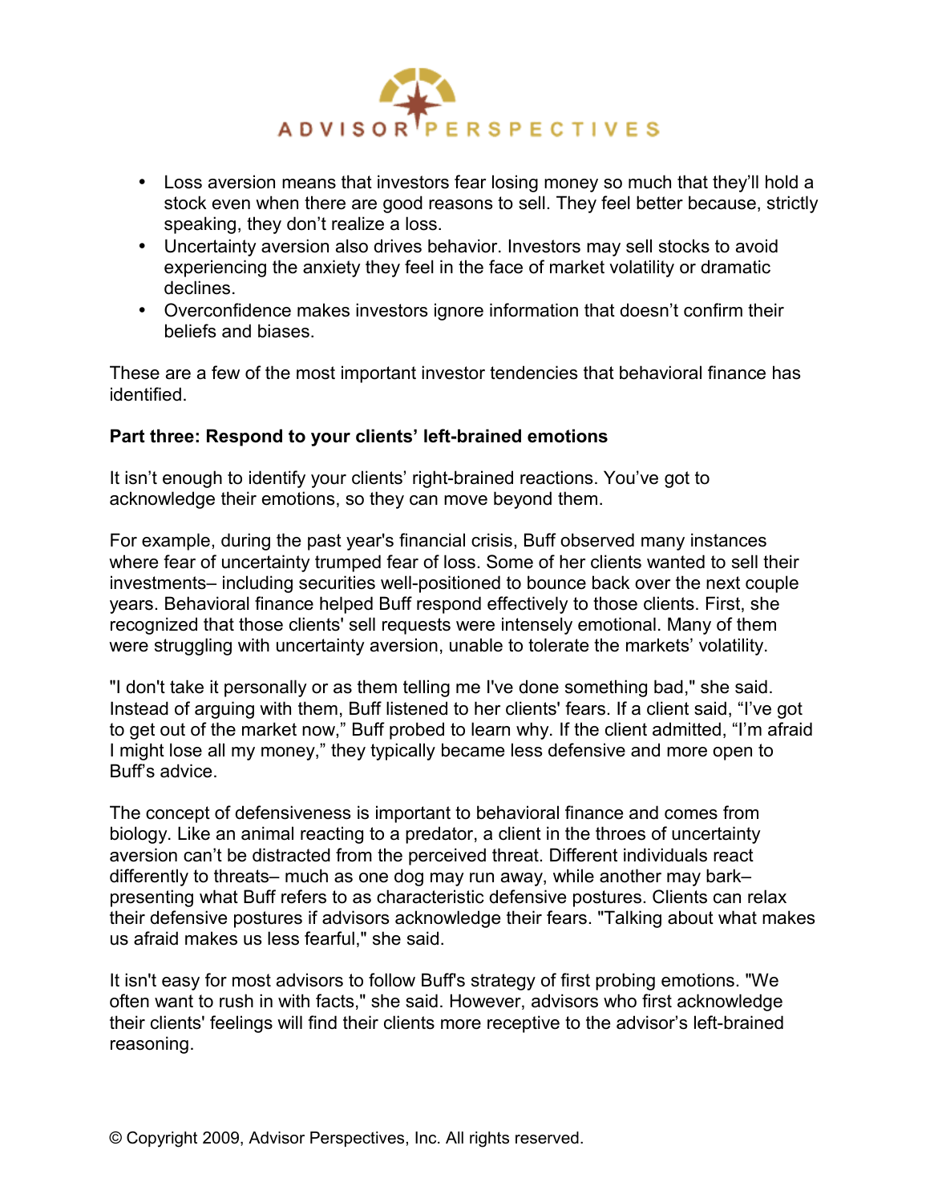- Loss aversion means that investors fear losing money so much that they'll hold a stock even when there are good reasons to sell. They feel better because, strictly speaking, they don't realize a loss.
- Uncertainty aversion also drives behavior. Investors may sell stocks to avoid experiencing the anxiety they feel in the face of market volatility or dramatic declines.
- Overconfidence makes investors ignore information that doesn't confirm their beliefs and biases.

These are a few of the most important investor tendencies that behavioral finance has identified.

**Part three: Respond to your clients' left-brained emotions**

It isn't enough to identify your clients' right-brained reactions. You've got to acknowledge their emotions, so they can move beyond them.

For example, during the past year's financial crisis, Buff observed many instances where fear of uncertainty trumped fear of loss. Some of her clients wanted to sell their investments– including securities well-positioned to bounce back over the next couple years. Behavioral finance helped Buff respond effectively to those clients. First, she recognized that those clients' sell requests were intensely emotional. Many of them were struggling with uncertainty aversion, unable to tolerate the markets' volatility.

"I don't take it personally or as them telling me I've done something bad," she said. Instead of arguing with them, Buff listened to her clients' fears. If a client said, "I've got to get out of the market now," Buff probed to learn why. If the client admitted, "I'm afraid I might lose all my money," they typically became less defensive and more open to Buff's advice.

The concept of defensiveness is important to behavioral finance and comes from biology. Like an animal reacting to a predator, a client in the throes of uncertainty aversion can't be distracted from the perceived threat. Different individuals react differently to threats– much as one dog may run away, while another may bark– presenting what Buff refers to as characteristic defensive postures. Clients can relax their defensive postures if advisors acknowledge their fears. "Talking about what makes us afraid makes us less fearful," she said.

It isn't easy for most advisors to follow Buff's strategy of first probing emotions. "We often want to rush in with facts," she said. However, advisors who first acknowledge their clients' feelings will find their clients more receptive to the advisor's left-brained reasoning.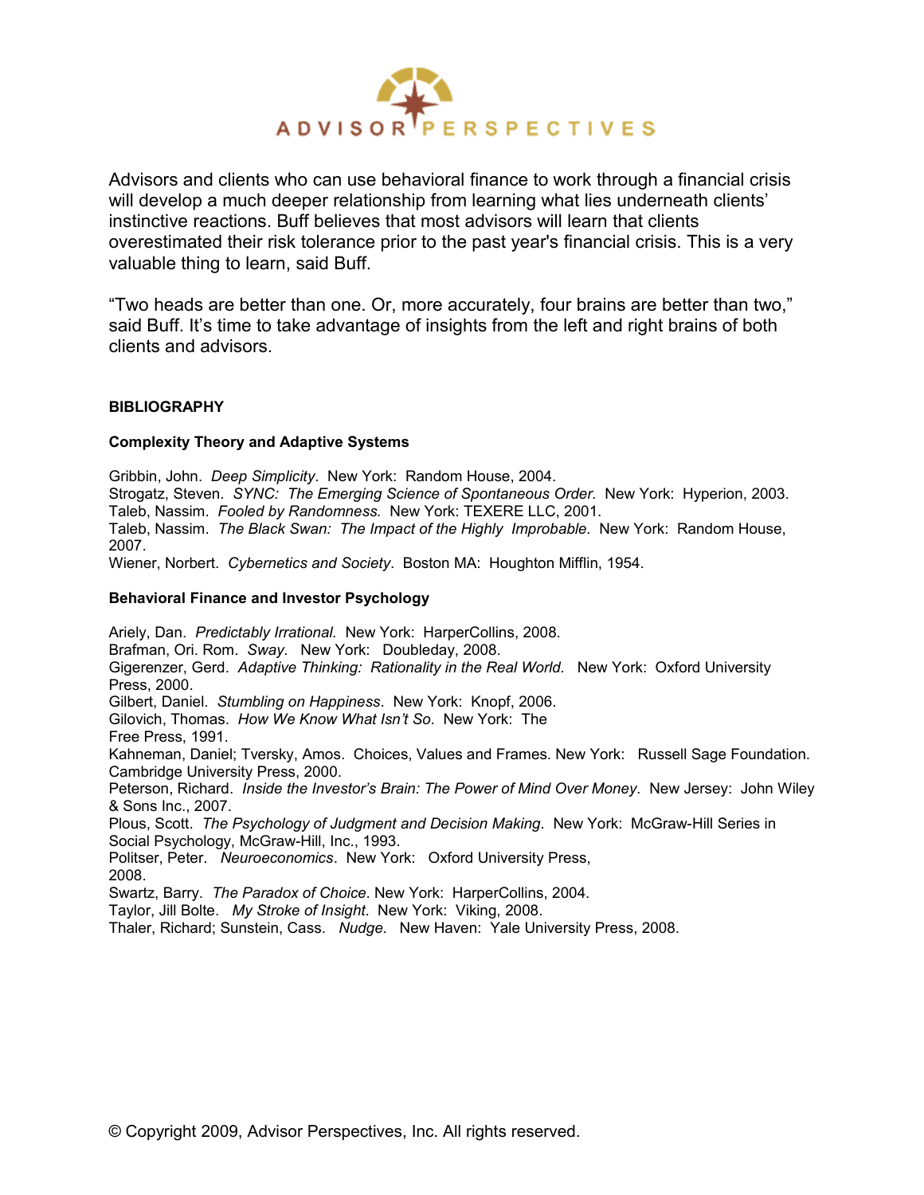Advisors and clients who can use behavioral finance to work through a financial crisis will develop a much deeper relationship from learning what lies underneath clients' instinctive reactions. Buff believes that most advisors will learn that clients overestimated their risk tolerance prior to the past year's financial crisis. This is a very valuable thing to learn, said Buff.

"Two heads are better than one. Or, more accurately, four brains are better than two," said Buff. It's time to take advantage of insights from the left and right brains of both clients and advisors.

**BIBLIOGRAPHY**

**Complexity Theory and Adaptive Systems**

Gribbin, John. *Deep Simplicity*. New York: Random House, 2004.
Strogatz, Steven. *SYNC: The Emerging Science of Spontaneous Order.* New York: Hyperion, 2003.
Taleb, Nassim. *Fooled by Randomness.* New York: TEXERE LLC, 2001.
Taleb, Nassim. *The Black Swan: The Impact of the Highly Improbable*. New York: Random House, 2007.
Wiener, Norbert. *Cybernetics and Society*. Boston MA: Houghton Mifflin, 1954.

**Behavioral Finance and Investor Psychology**

Ariely, Dan. *Predictably Irrational.* New York: HarperCollins, 2008.
Brafman, Ori. Rom. *Sway*. New York: Doubleday, 2008.
Gigerenzer, Gerd. *Adaptive Thinking: Rationality in the Real World*. New York: Oxford University Press, 2000.
Gilbert, Daniel. *Stumbling on Happiness*. New York: Knopf, 2006.
Gilovich, Thomas. *How We Know What Isn't So*. New York: The Free Press, 1991.
Kahneman, Daniel; Tversky, Amos. Choices, Values and Frames. New York: Russell Sage Foundation. Cambridge University Press, 2000.
Peterson, Richard. *Inside the Investor's Brain: The Power of Mind Over Money.* New Jersey: John Wiley & Sons Inc., 2007.
Plous, Scott. *The Psychology of Judgment and Decision Making*. New York: McGraw-Hill Series in Social Psychology, McGraw-Hill, Inc., 1993.
Politser, Peter. *Neuroeconomics*. New York: Oxford University Press, 2008.
Swartz, Barry. *The Paradox of Choice*. New York: HarperCollins, 2004.
Taylor, Jill Bolte. *My Stroke of Insight*. New York: Viking, 2008.
Thaler, Richard; Sunstein, Cass. *Nudge*. New Haven: Yale University Press, 2008.

© Copyright 2009, Advisor Perspectives, Inc. All rights reserved.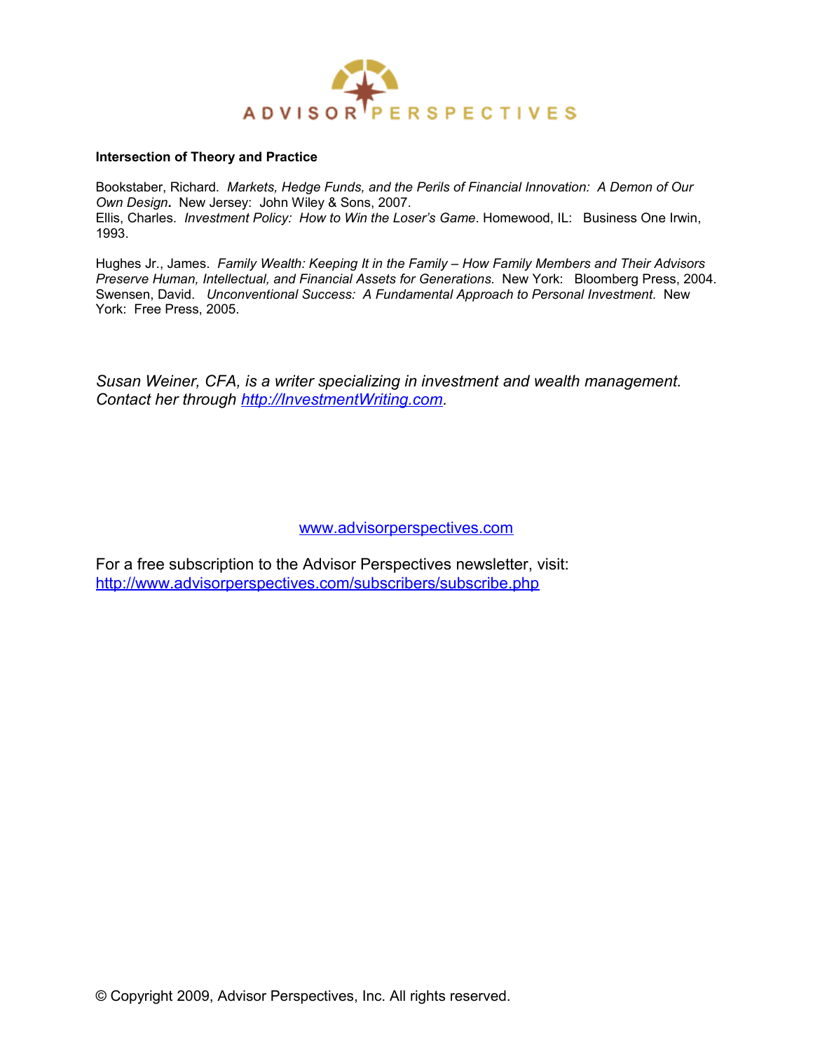ADVISOR PERSPECTIVES

**Intersection of Theory and Practice**

Bookstaber, Richard. *Markets, Hedge Funds, and the Perils of Financial Innovation: A Demon of Our Own Design.* New Jersey: John Wiley & Sons, 2007.
Ellis, Charles. *Investment Policy: How to Win the Loser's Game*. Homewood, IL: Business One Irwin, 1993.

Hughes Jr., James. *Family Wealth: Keeping It in the Family – How Family Members and Their Advisors Preserve Human, Intellectual, and Financial Assets for Generations.* New York: Bloomberg Press, 2004.
Swensen, David. *Unconventional Success: A Fundamental Approach to Personal Investment.* New York: Free Press, 2005.

*Susan Weiner, CFA, is a writer specializing in investment and wealth management. Contact her through [http://InvestmentWriting.com](http://InvestmentWriting.com).*

[www.advisorperspectives.com](http://www.advisorperspectives.com)

For a free subscription to the Advisor Perspectives newsletter, visit:
[http://www.advisorperspectives.com/subscribers/subscribe.php](http://www.advisorperspectives.com/subscribers/subscribe.php)

© Copyright 2009, Advisor Perspectives, Inc. All rights reserved.